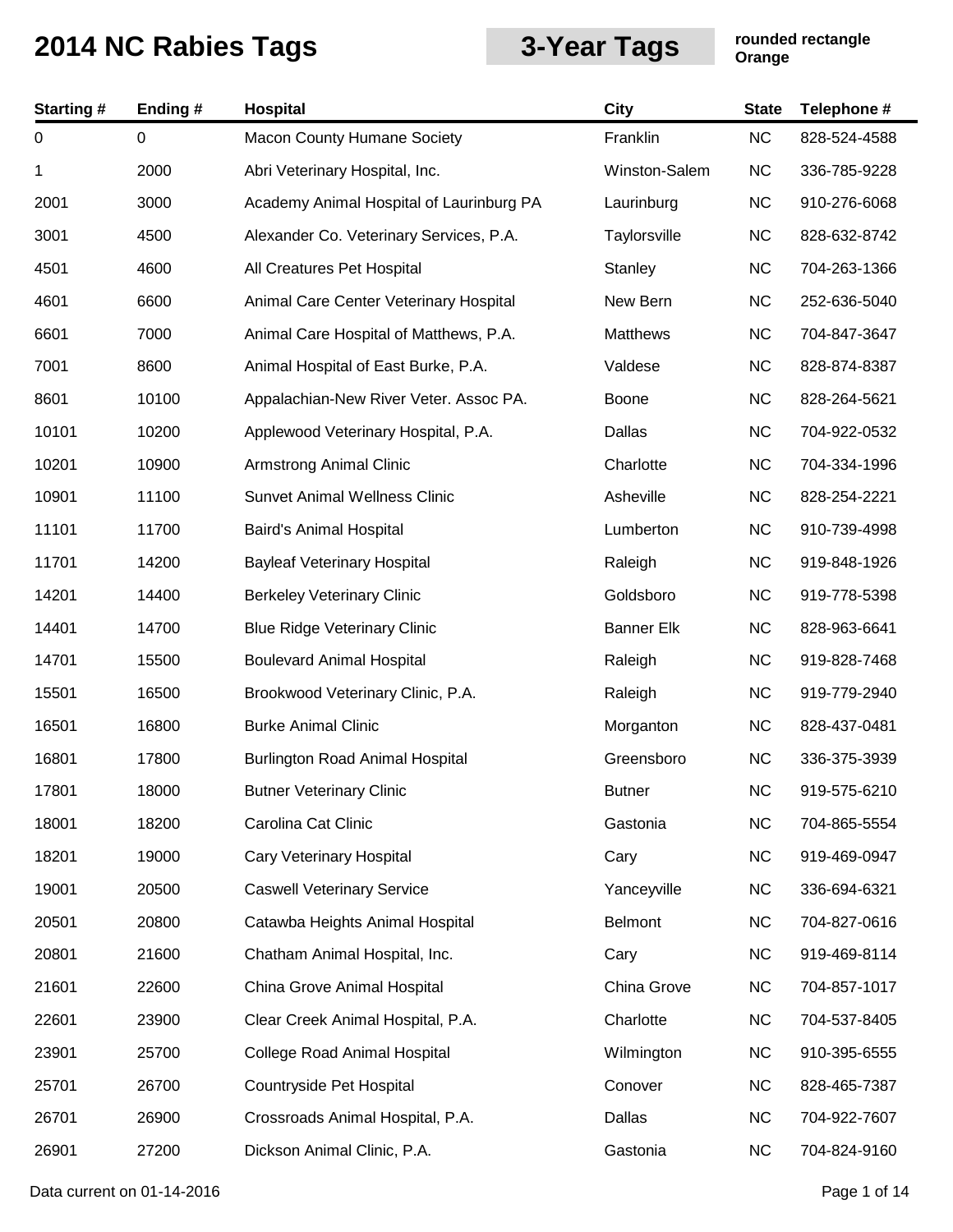# 2014 NC Rabies Tags

## 3-Year Tags

**rounded rectangle**
**Orange**

| Starting # | Ending # | Hospital | City | State | Telephone # |
|---|---|---|---|---|---|
| 0 | 0 | Macon County Humane Society | Franklin | NC | 828-524-4588 |
| 1 | 2000 | Abri Veterinary Hospital, Inc. | Winston-Salem | NC | 336-785-9228 |
| 2001 | 3000 | Academy Animal Hospital of Laurinburg PA | Laurinburg | NC | 910-276-6068 |
| 3001 | 4500 | Alexander Co. Veterinary Services, P.A. | Taylorsville | NC | 828-632-8742 |
| 4501 | 4600 | All Creatures Pet Hospital | Stanley | NC | 704-263-1366 |
| 4601 | 6600 | Animal Care Center Veterinary Hospital | New Bern | NC | 252-636-5040 |
| 6601 | 7000 | Animal Care Hospital of Matthews, P.A. | Matthews | NC | 704-847-3647 |
| 7001 | 8600 | Animal Hospital of East Burke, P.A. | Valdese | NC | 828-874-8387 |
| 8601 | 10100 | Appalachian-New River Veter. Assoc PA. | Boone | NC | 828-264-5621 |
| 10101 | 10200 | Applewood Veterinary Hospital, P.A. | Dallas | NC | 704-922-0532 |
| 10201 | 10900 | Armstrong Animal Clinic | Charlotte | NC | 704-334-1996 |
| 10901 | 11100 | Sunvet Animal Wellness Clinic | Asheville | NC | 828-254-2221 |
| 11101 | 11700 | Baird's Animal Hospital | Lumberton | NC | 910-739-4998 |
| 11701 | 14200 | Bayleaf Veterinary Hospital | Raleigh | NC | 919-848-1926 |
| 14201 | 14400 | Berkeley Veterinary Clinic | Goldsboro | NC | 919-778-5398 |
| 14401 | 14700 | Blue Ridge Veterinary Clinic | Banner Elk | NC | 828-963-6641 |
| 14701 | 15500 | Boulevard Animal Hospital | Raleigh | NC | 919-828-7468 |
| 15501 | 16500 | Brookwood Veterinary Clinic, P.A. | Raleigh | NC | 919-779-2940 |
| 16501 | 16800 | Burke Animal Clinic | Morganton | NC | 828-437-0481 |
| 16801 | 17800 | Burlington Road Animal Hospital | Greensboro | NC | 336-375-3939 |
| 17801 | 18000 | Butner Veterinary Clinic | Butner | NC | 919-575-6210 |
| 18001 | 18200 | Carolina Cat Clinic | Gastonia | NC | 704-865-5554 |
| 18201 | 19000 | Cary Veterinary Hospital | Cary | NC | 919-469-0947 |
| 19001 | 20500 | Caswell Veterinary Service | Yanceyville | NC | 336-694-6321 |
| 20501 | 20800 | Catawba Heights Animal Hospital | Belmont | NC | 704-827-0616 |
| 20801 | 21600 | Chatham Animal Hospital, Inc. | Cary | NC | 919-469-8114 |
| 21601 | 22600 | China Grove Animal Hospital | China Grove | NC | 704-857-1017 |
| 22601 | 23900 | Clear Creek Animal Hospital, P.A. | Charlotte | NC | 704-537-8405 |
| 23901 | 25700 | College Road Animal Hospital | Wilmington | NC | 910-395-6555 |
| 25701 | 26700 | Countryside Pet Hospital | Conover | NC | 828-465-7387 |
| 26701 | 26900 | Crossroads Animal Hospital, P.A. | Dallas | NC | 704-922-7607 |
| 26901 | 27200 | Dickson Animal Clinic, P.A. | Gastonia | NC | 704-824-9160 |

Data current on 01-14-2016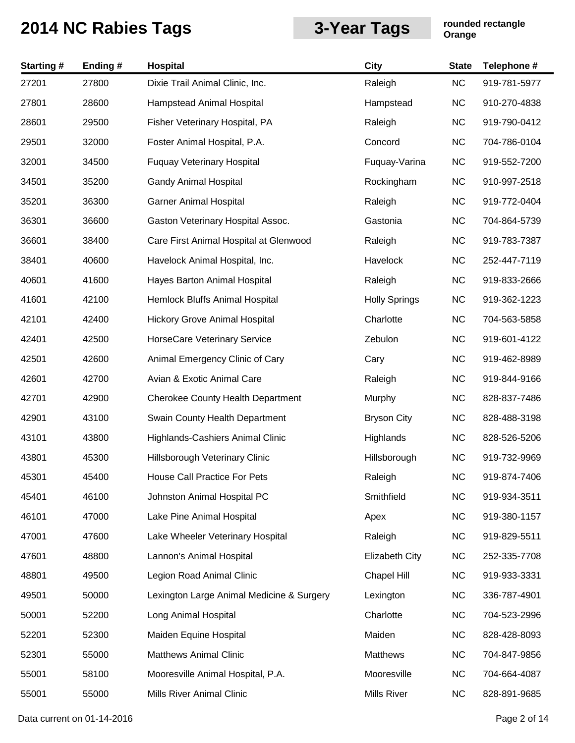# 2014 NC Rabies Tags

**3-Year Tags**

**rounded rectangle Orange**

| Starting # | Ending # | Hospital | City | State | Telephone # |
|---|---|---|---|---|---|
| 27201 | 27800 | Dixie Trail Animal Clinic, Inc. | Raleigh | NC | 919-781-5977 |
| 27801 | 28600 | Hampstead Animal Hospital | Hampstead | NC | 910-270-4838 |
| 28601 | 29500 | Fisher Veterinary Hospital, PA | Raleigh | NC | 919-790-0412 |
| 29501 | 32000 | Foster Animal Hospital, P.A. | Concord | NC | 704-786-0104 |
| 32001 | 34500 | Fuquay Veterinary Hospital | Fuquay-Varina | NC | 919-552-7200 |
| 34501 | 35200 | Gandy Animal Hospital | Rockingham | NC | 910-997-2518 |
| 35201 | 36300 | Garner Animal Hospital | Raleigh | NC | 919-772-0404 |
| 36301 | 36600 | Gaston Veterinary Hospital Assoc. | Gastonia | NC | 704-864-5739 |
| 36601 | 38400 | Care First Animal Hospital at Glenwood | Raleigh | NC | 919-783-7387 |
| 38401 | 40600 | Havelock Animal Hospital, Inc. | Havelock | NC | 252-447-7119 |
| 40601 | 41600 | Hayes Barton Animal Hospital | Raleigh | NC | 919-833-2666 |
| 41601 | 42100 | Hemlock Bluffs Animal Hospital | Holly Springs | NC | 919-362-1223 |
| 42101 | 42400 | Hickory Grove Animal Hospital | Charlotte | NC | 704-563-5858 |
| 42401 | 42500 | HorseCare Veterinary Service | Zebulon | NC | 919-601-4122 |
| 42501 | 42600 | Animal Emergency Clinic of Cary | Cary | NC | 919-462-8989 |
| 42601 | 42700 | Avian & Exotic Animal Care | Raleigh | NC | 919-844-9166 |
| 42701 | 42900 | Cherokee County Health Department | Murphy | NC | 828-837-7486 |
| 42901 | 43100 | Swain County Health Department | Bryson City | NC | 828-488-3198 |
| 43101 | 43800 | Highlands-Cashiers Animal Clinic | Highlands | NC | 828-526-5206 |
| 43801 | 45300 | Hillsborough Veterinary Clinic | Hillsborough | NC | 919-732-9969 |
| 45301 | 45400 | House Call Practice For Pets | Raleigh | NC | 919-874-7406 |
| 45401 | 46100 | Johnston Animal Hospital PC | Smithfield | NC | 919-934-3511 |
| 46101 | 47000 | Lake Pine Animal Hospital | Apex | NC | 919-380-1157 |
| 47001 | 47600 | Lake Wheeler Veterinary Hospital | Raleigh | NC | 919-829-5511 |
| 47601 | 48800 | Lannon's Animal Hospital | Elizabeth City | NC | 252-335-7708 |
| 48801 | 49500 | Legion Road Animal Clinic | Chapel Hill | NC | 919-933-3331 |
| 49501 | 50000 | Lexington Large Animal Medicine & Surgery | Lexington | NC | 336-787-4901 |
| 50001 | 52200 | Long Animal Hospital | Charlotte | NC | 704-523-2996 |
| 52201 | 52300 | Maiden Equine Hospital | Maiden | NC | 828-428-8093 |
| 52301 | 55000 | Matthews Animal Clinic | Matthews | NC | 704-847-9856 |
| 55001 | 58100 | Mooresville Animal Hospital, P.A. | Mooresville | NC | 704-664-4087 |
| 55001 | 55000 | Mills River Animal Clinic | Mills River | NC | 828-891-9685 |

Data current on 01-14-2016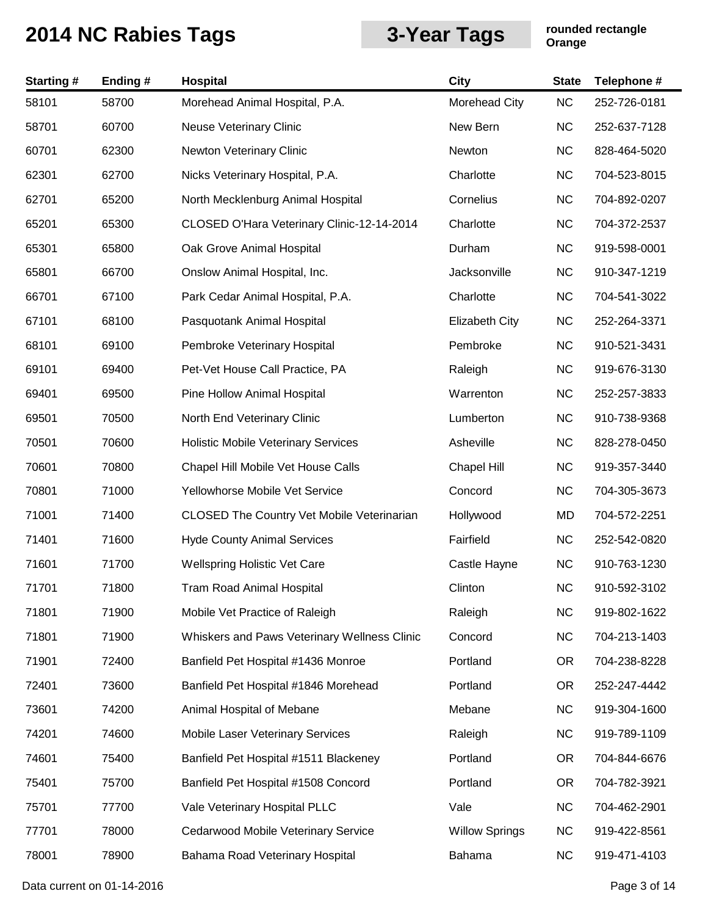# 2014 NC Rabies Tags

## 3-Year Tags

**rounded rectangle**
**Orange**

| Starting # | Ending # | Hospital | City | State | Telephone # |
|---|---|---|---|---|---|
| 58101 | 58700 | Morehead Animal Hospital, P.A. | Morehead City | NC | 252-726-0181 |
| 58701 | 60700 | Neuse Veterinary Clinic | New Bern | NC | 252-637-7128 |
| 60701 | 62300 | Newton Veterinary Clinic | Newton | NC | 828-464-5020 |
| 62301 | 62700 | Nicks Veterinary Hospital, P.A. | Charlotte | NC | 704-523-8015 |
| 62701 | 65200 | North Mecklenburg Animal Hospital | Cornelius | NC | 704-892-0207 |
| 65201 | 65300 | CLOSED O'Hara Veterinary Clinic-12-14-2014 | Charlotte | NC | 704-372-2537 |
| 65301 | 65800 | Oak Grove Animal Hospital | Durham | NC | 919-598-0001 |
| 65801 | 66700 | Onslow Animal Hospital, Inc. | Jacksonville | NC | 910-347-1219 |
| 66701 | 67100 | Park Cedar Animal Hospital, P.A. | Charlotte | NC | 704-541-3022 |
| 67101 | 68100 | Pasquotank Animal Hospital | Elizabeth City | NC | 252-264-3371 |
| 68101 | 69100 | Pembroke Veterinary Hospital | Pembroke | NC | 910-521-3431 |
| 69101 | 69400 | Pet-Vet House Call Practice, PA | Raleigh | NC | 919-676-3130 |
| 69401 | 69500 | Pine Hollow Animal Hospital | Warrenton | NC | 252-257-3833 |
| 69501 | 70500 | North End Veterinary Clinic | Lumberton | NC | 910-738-9368 |
| 70501 | 70600 | Holistic Mobile Veterinary Services | Asheville | NC | 828-278-0450 |
| 70601 | 70800 | Chapel Hill Mobile Vet House Calls | Chapel Hill | NC | 919-357-3440 |
| 70801 | 71000 | Yellowhorse Mobile Vet Service | Concord | NC | 704-305-3673 |
| 71001 | 71400 | CLOSED The Country Vet Mobile Veterinarian | Hollywood | MD | 704-572-2251 |
| 71401 | 71600 | Hyde County Animal Services | Fairfield | NC | 252-542-0820 |
| 71601 | 71700 | Wellspring Holistic Vet Care | Castle Hayne | NC | 910-763-1230 |
| 71701 | 71800 | Tram Road Animal Hospital | Clinton | NC | 910-592-3102 |
| 71801 | 71900 | Mobile Vet Practice of Raleigh | Raleigh | NC | 919-802-1622 |
| 71801 | 71900 | Whiskers and Paws Veterinary Wellness Clinic | Concord | NC | 704-213-1403 |
| 71901 | 72400 | Banfield Pet Hospital #1436 Monroe | Portland | OR | 704-238-8228 |
| 72401 | 73600 | Banfield Pet Hospital #1846 Morehead | Portland | OR | 252-247-4442 |
| 73601 | 74200 | Animal Hospital of Mebane | Mebane | NC | 919-304-1600 |
| 74201 | 74600 | Mobile Laser Veterinary Services | Raleigh | NC | 919-789-1109 |
| 74601 | 75400 | Banfield Pet Hospital #1511 Blackeney | Portland | OR | 704-844-6676 |
| 75401 | 75700 | Banfield Pet Hospital #1508 Concord | Portland | OR | 704-782-3921 |
| 75701 | 77700 | Vale Veterinary Hospital PLLC | Vale | NC | 704-462-2901 |
| 77701 | 78000 | Cedarwood Mobile Veterinary Service | Willow Springs | NC | 919-422-8561 |
| 78001 | 78900 | Bahama Road Veterinary Hospital | Bahama | NC | 919-471-4103 |

Data current on 01-14-2016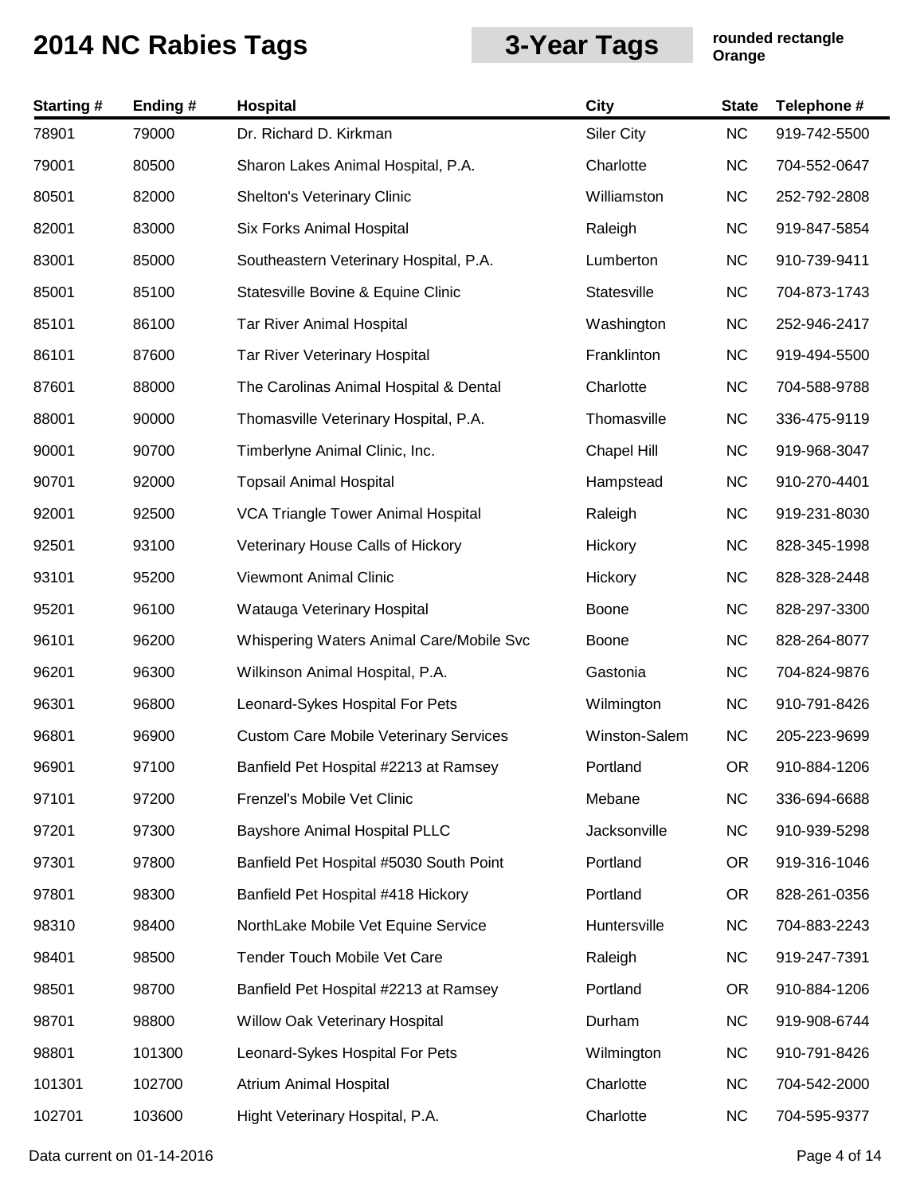# 2014 NC Rabies Tags

**3-Year Tags**

**rounded rectangle**
**Orange**

| Starting # | Ending # | Hospital | City | State | Telephone # |
|---|---|---|---|---|---|
| 78901 | 79000 | Dr. Richard D. Kirkman | Siler City | NC | 919-742-5500 |
| 79001 | 80500 | Sharon Lakes Animal Hospital, P.A. | Charlotte | NC | 704-552-0647 |
| 80501 | 82000 | Shelton's Veterinary Clinic | Williamston | NC | 252-792-2808 |
| 82001 | 83000 | Six Forks Animal Hospital | Raleigh | NC | 919-847-5854 |
| 83001 | 85000 | Southeastern Veterinary Hospital, P.A. | Lumberton | NC | 910-739-9411 |
| 85001 | 85100 | Statesville Bovine & Equine Clinic | Statesville | NC | 704-873-1743 |
| 85101 | 86100 | Tar River Animal Hospital | Washington | NC | 252-946-2417 |
| 86101 | 87600 | Tar River Veterinary Hospital | Franklinton | NC | 919-494-5500 |
| 87601 | 88000 | The Carolinas Animal Hospital & Dental | Charlotte | NC | 704-588-9788 |
| 88001 | 90000 | Thomasville Veterinary Hospital, P.A. | Thomasville | NC | 336-475-9119 |
| 90001 | 90700 | Timberlyne Animal Clinic, Inc. | Chapel Hill | NC | 919-968-3047 |
| 90701 | 92000 | Topsail Animal Hospital | Hampstead | NC | 910-270-4401 |
| 92001 | 92500 | VCA Triangle Tower Animal Hospital | Raleigh | NC | 919-231-8030 |
| 92501 | 93100 | Veterinary House Calls of Hickory | Hickory | NC | 828-345-1998 |
| 93101 | 95200 | Viewmont Animal Clinic | Hickory | NC | 828-328-2448 |
| 95201 | 96100 | Watauga Veterinary Hospital | Boone | NC | 828-297-3300 |
| 96101 | 96200 | Whispering Waters Animal Care/Mobile Svc | Boone | NC | 828-264-8077 |
| 96201 | 96300 | Wilkinson Animal Hospital, P.A. | Gastonia | NC | 704-824-9876 |
| 96301 | 96800 | Leonard-Sykes Hospital For Pets | Wilmington | NC | 910-791-8426 |
| 96801 | 96900 | Custom Care Mobile Veterinary Services | Winston-Salem | NC | 205-223-9699 |
| 96901 | 97100 | Banfield Pet Hospital #2213 at Ramsey | Portland | OR | 910-884-1206 |
| 97101 | 97200 | Frenzel's Mobile Vet Clinic | Mebane | NC | 336-694-6688 |
| 97201 | 97300 | Bayshore Animal Hospital PLLC | Jacksonville | NC | 910-939-5298 |
| 97301 | 97800 | Banfield Pet Hospital #5030 South Point | Portland | OR | 919-316-1046 |
| 97801 | 98300 | Banfield Pet Hospital #418 Hickory | Portland | OR | 828-261-0356 |
| 98310 | 98400 | NorthLake Mobile Vet Equine Service | Huntersville | NC | 704-883-2243 |
| 98401 | 98500 | Tender Touch Mobile Vet Care | Raleigh | NC | 919-247-7391 |
| 98501 | 98700 | Banfield Pet Hospital #2213 at Ramsey | Portland | OR | 910-884-1206 |
| 98701 | 98800 | Willow Oak Veterinary Hospital | Durham | NC | 919-908-6744 |
| 98801 | 101300 | Leonard-Sykes Hospital For Pets | Wilmington | NC | 910-791-8426 |
| 101301 | 102700 | Atrium Animal Hospital | Charlotte | NC | 704-542-2000 |
| 102701 | 103600 | Hight Veterinary Hospital, P.A. | Charlotte | NC | 704-595-9377 |

Data current on 01-14-2016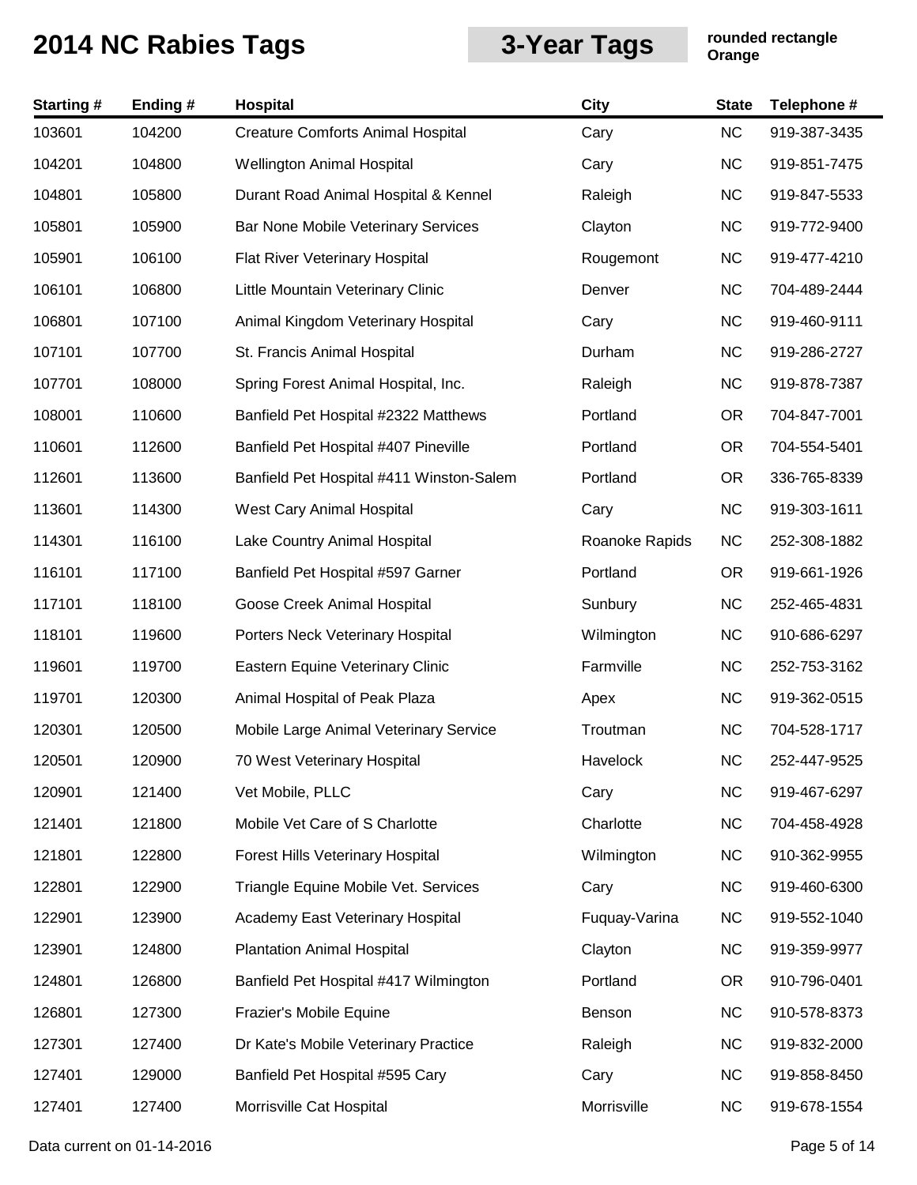# 2014 NC Rabies Tags

**3-Year Tags**

**rounded rectangle**
**Orange**

| Starting # | Ending # | Hospital | City | State | Telephone # |
|---|---|---|---|---|---|
| 103601 | 104200 | Creature Comforts Animal Hospital | Cary | NC | 919-387-3435 |
| 104201 | 104800 | Wellington Animal Hospital | Cary | NC | 919-851-7475 |
| 104801 | 105800 | Durant Road Animal Hospital & Kennel | Raleigh | NC | 919-847-5533 |
| 105801 | 105900 | Bar None Mobile Veterinary Services | Clayton | NC | 919-772-9400 |
| 105901 | 106100 | Flat River Veterinary Hospital | Rougemont | NC | 919-477-4210 |
| 106101 | 106800 | Little Mountain Veterinary Clinic | Denver | NC | 704-489-2444 |
| 106801 | 107100 | Animal Kingdom Veterinary Hospital | Cary | NC | 919-460-9111 |
| 107101 | 107700 | St. Francis Animal Hospital | Durham | NC | 919-286-2727 |
| 107701 | 108000 | Spring Forest Animal Hospital, Inc. | Raleigh | NC | 919-878-7387 |
| 108001 | 110600 | Banfield Pet Hospital #2322 Matthews | Portland | OR | 704-847-7001 |
| 110601 | 112600 | Banfield Pet Hospital #407 Pineville | Portland | OR | 704-554-5401 |
| 112601 | 113600 | Banfield Pet Hospital #411 Winston-Salem | Portland | OR | 336-765-8339 |
| 113601 | 114300 | West Cary Animal Hospital | Cary | NC | 919-303-1611 |
| 114301 | 116100 | Lake Country Animal Hospital | Roanoke Rapids | NC | 252-308-1882 |
| 116101 | 117100 | Banfield Pet Hospital #597 Garner | Portland | OR | 919-661-1926 |
| 117101 | 118100 | Goose Creek Animal Hospital | Sunbury | NC | 252-465-4831 |
| 118101 | 119600 | Porters Neck Veterinary Hospital | Wilmington | NC | 910-686-6297 |
| 119601 | 119700 | Eastern Equine Veterinary Clinic | Farmville | NC | 252-753-3162 |
| 119701 | 120300 | Animal Hospital of Peak Plaza | Apex | NC | 919-362-0515 |
| 120301 | 120500 | Mobile Large Animal Veterinary Service | Troutman | NC | 704-528-1717 |
| 120501 | 120900 | 70 West Veterinary Hospital | Havelock | NC | 252-447-9525 |
| 120901 | 121400 | Vet Mobile, PLLC | Cary | NC | 919-467-6297 |
| 121401 | 121800 | Mobile Vet Care of S Charlotte | Charlotte | NC | 704-458-4928 |
| 121801 | 122800 | Forest Hills Veterinary Hospital | Wilmington | NC | 910-362-9955 |
| 122801 | 122900 | Triangle Equine Mobile Vet. Services | Cary | NC | 919-460-6300 |
| 122901 | 123900 | Academy East Veterinary Hospital | Fuquay-Varina | NC | 919-552-1040 |
| 123901 | 124800 | Plantation Animal Hospital | Clayton | NC | 919-359-9977 |
| 124801 | 126800 | Banfield Pet Hospital #417 Wilmington | Portland | OR | 910-796-0401 |
| 126801 | 127300 | Frazier's Mobile Equine | Benson | NC | 910-578-8373 |
| 127301 | 127400 | Dr Kate's Mobile Veterinary Practice | Raleigh | NC | 919-832-2000 |
| 127401 | 129000 | Banfield Pet Hospital #595 Cary | Cary | NC | 919-858-8450 |
| 127401 | 127400 | Morrisville Cat Hospital | Morrisville | NC | 919-678-1554 |

Data current on 01-14-2016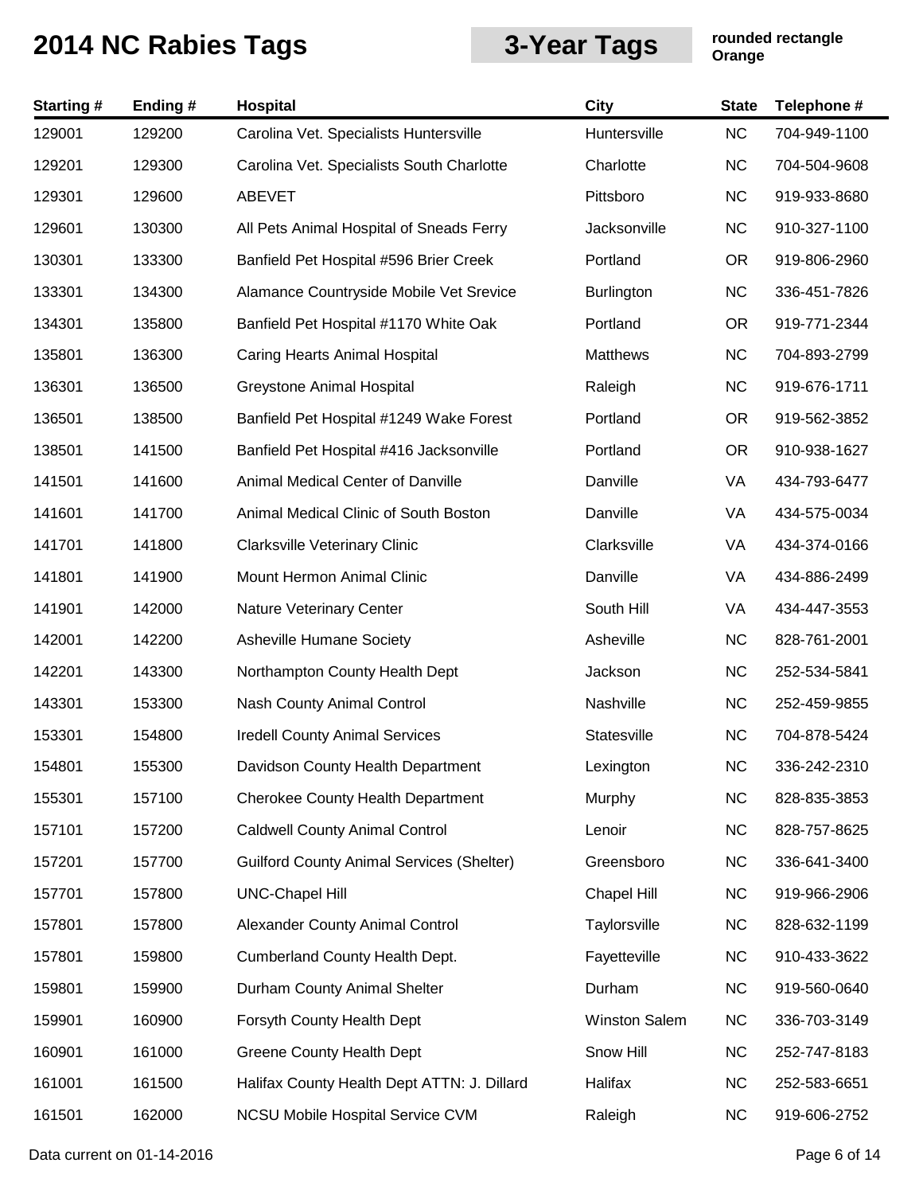# 2014 NC Rabies Tags

## 3-Year Tags

**rounded rectangle**
**Orange**

| Starting # | Ending # | Hospital | City | State | Telephone # |
| --- | --- | --- | --- | --- | --- |
| 129001 | 129200 | Carolina Vet. Specialists Huntersville | Huntersville | NC | 704-949-1100 |
| 129201 | 129300 | Carolina Vet. Specialists South Charlotte | Charlotte | NC | 704-504-9608 |
| 129301 | 129600 | ABEVET | Pittsboro | NC | 919-933-8680 |
| 129601 | 130300 | All Pets Animal Hospital of Sneads Ferry | Jacksonville | NC | 910-327-1100 |
| 130301 | 133300 | Banfield Pet Hospital #596 Brier Creek | Portland | OR | 919-806-2960 |
| 133301 | 134300 | Alamance Countryside Mobile Vet Srevice | Burlington | NC | 336-451-7826 |
| 134301 | 135800 | Banfield Pet Hospital #1170 White Oak | Portland | OR | 919-771-2344 |
| 135801 | 136300 | Caring Hearts Animal Hospital | Matthews | NC | 704-893-2799 |
| 136301 | 136500 | Greystone Animal Hospital | Raleigh | NC | 919-676-1711 |
| 136501 | 138500 | Banfield Pet Hospital #1249 Wake Forest | Portland | OR | 919-562-3852 |
| 138501 | 141500 | Banfield Pet Hospital #416 Jacksonville | Portland | OR | 910-938-1627 |
| 141501 | 141600 | Animal Medical Center of Danville | Danville | VA | 434-793-6477 |
| 141601 | 141700 | Animal Medical Clinic of South Boston | Danville | VA | 434-575-0034 |
| 141701 | 141800 | Clarksville Veterinary Clinic | Clarksville | VA | 434-374-0166 |
| 141801 | 141900 | Mount Hermon Animal Clinic | Danville | VA | 434-886-2499 |
| 141901 | 142000 | Nature Veterinary Center | South Hill | VA | 434-447-3553 |
| 142001 | 142200 | Asheville Humane Society | Asheville | NC | 828-761-2001 |
| 142201 | 143300 | Northampton County Health Dept | Jackson | NC | 252-534-5841 |
| 143301 | 153300 | Nash County Animal Control | Nashville | NC | 252-459-9855 |
| 153301 | 154800 | Iredell County Animal Services | Statesville | NC | 704-878-5424 |
| 154801 | 155300 | Davidson County Health Department | Lexington | NC | 336-242-2310 |
| 155301 | 157100 | Cherokee County Health Department | Murphy | NC | 828-835-3853 |
| 157101 | 157200 | Caldwell County Animal Control | Lenoir | NC | 828-757-8625 |
| 157201 | 157700 | Guilford County Animal Services (Shelter) | Greensboro | NC | 336-641-3400 |
| 157701 | 157800 | UNC-Chapel Hill | Chapel Hill | NC | 919-966-2906 |
| 157801 | 157800 | Alexander County Animal Control | Taylorsville | NC | 828-632-1199 |
| 157801 | 159800 | Cumberland County Health Dept. | Fayetteville | NC | 910-433-3622 |
| 159801 | 159900 | Durham County Animal Shelter | Durham | NC | 919-560-0640 |
| 159901 | 160900 | Forsyth County Health Dept | Winston Salem | NC | 336-703-3149 |
| 160901 | 161000 | Greene County Health Dept | Snow Hill | NC | 252-747-8183 |
| 161001 | 161500 | Halifax County Health Dept ATTN: J. Dillard | Halifax | NC | 252-583-6651 |
| 161501 | 162000 | NCSU Mobile Hospital Service CVM | Raleigh | NC | 919-606-2752 |

Data current on 01-14-2016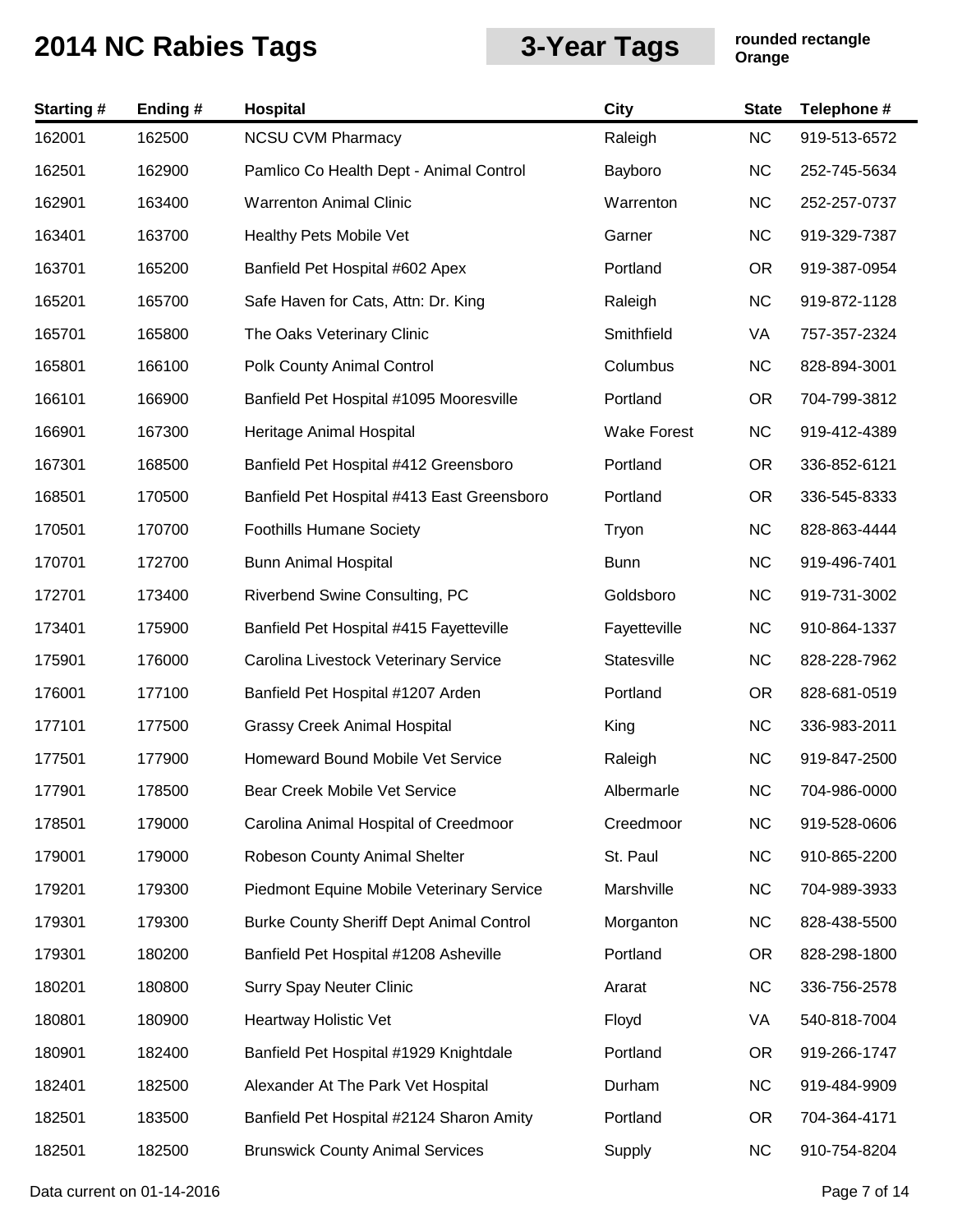# 2014 NC Rabies Tags

## 3-Year Tags

**rounded rectangle**
**Orange**

| Starting # | Ending # | Hospital | City | State | Telephone # |
|---|---|---|---|---|---|
| 162001 | 162500 | NCSU CVM Pharmacy | Raleigh | NC | 919-513-6572 |
| 162501 | 162900 | Pamlico Co Health Dept - Animal Control | Bayboro | NC | 252-745-5634 |
| 162901 | 163400 | Warrenton Animal Clinic | Warrenton | NC | 252-257-0737 |
| 163401 | 163700 | Healthy Pets Mobile Vet | Garner | NC | 919-329-7387 |
| 163701 | 165200 | Banfield Pet Hospital #602 Apex | Portland | OR | 919-387-0954 |
| 165201 | 165700 | Safe Haven for Cats, Attn: Dr. King | Raleigh | NC | 919-872-1128 |
| 165701 | 165800 | The Oaks Veterinary Clinic | Smithfield | VA | 757-357-2324 |
| 165801 | 166100 | Polk County Animal Control | Columbus | NC | 828-894-3001 |
| 166101 | 166900 | Banfield Pet Hospital #1095 Mooresville | Portland | OR | 704-799-3812 |
| 166901 | 167300 | Heritage Animal Hospital | Wake Forest | NC | 919-412-4389 |
| 167301 | 168500 | Banfield Pet Hospital #412 Greensboro | Portland | OR | 336-852-6121 |
| 168501 | 170500 | Banfield Pet Hospital #413 East Greensboro | Portland | OR | 336-545-8333 |
| 170501 | 170700 | Foothills Humane Society | Tryon | NC | 828-863-4444 |
| 170701 | 172700 | Bunn Animal Hospital | Bunn | NC | 919-496-7401 |
| 172701 | 173400 | Riverbend Swine Consulting, PC | Goldsboro | NC | 919-731-3002 |
| 173401 | 175900 | Banfield Pet Hospital #415 Fayetteville | Fayetteville | NC | 910-864-1337 |
| 175901 | 176000 | Carolina Livestock Veterinary Service | Statesville | NC | 828-228-7962 |
| 176001 | 177100 | Banfield Pet Hospital #1207 Arden | Portland | OR | 828-681-0519 |
| 177101 | 177500 | Grassy Creek Animal Hospital | King | NC | 336-983-2011 |
| 177501 | 177900 | Homeward Bound Mobile Vet Service | Raleigh | NC | 919-847-2500 |
| 177901 | 178500 | Bear Creek Mobile Vet Service | Albermarle | NC | 704-986-0000 |
| 178501 | 179000 | Carolina Animal Hospital of Creedmoor | Creedmoor | NC | 919-528-0606 |
| 179001 | 179000 | Robeson County Animal Shelter | St. Paul | NC | 910-865-2200 |
| 179201 | 179300 | Piedmont Equine Mobile Veterinary Service | Marshville | NC | 704-989-3933 |
| 179301 | 179300 | Burke County Sheriff Dept Animal Control | Morganton | NC | 828-438-5500 |
| 179301 | 180200 | Banfield Pet Hospital #1208 Asheville | Portland | OR | 828-298-1800 |
| 180201 | 180800 | Surry Spay Neuter Clinic | Ararat | NC | 336-756-2578 |
| 180801 | 180900 | Heartway Holistic Vet | Floyd | VA | 540-818-7004 |
| 180901 | 182400 | Banfield Pet Hospital #1929 Knightdale | Portland | OR | 919-266-1747 |
| 182401 | 182500 | Alexander At The Park Vet Hospital | Durham | NC | 919-484-9909 |
| 182501 | 183500 | Banfield Pet Hospital #2124 Sharon Amity | Portland | OR | 704-364-4171 |
| 182501 | 182500 | Brunswick County Animal Services | Supply | NC | 910-754-8204 |

Data current on 01-14-2016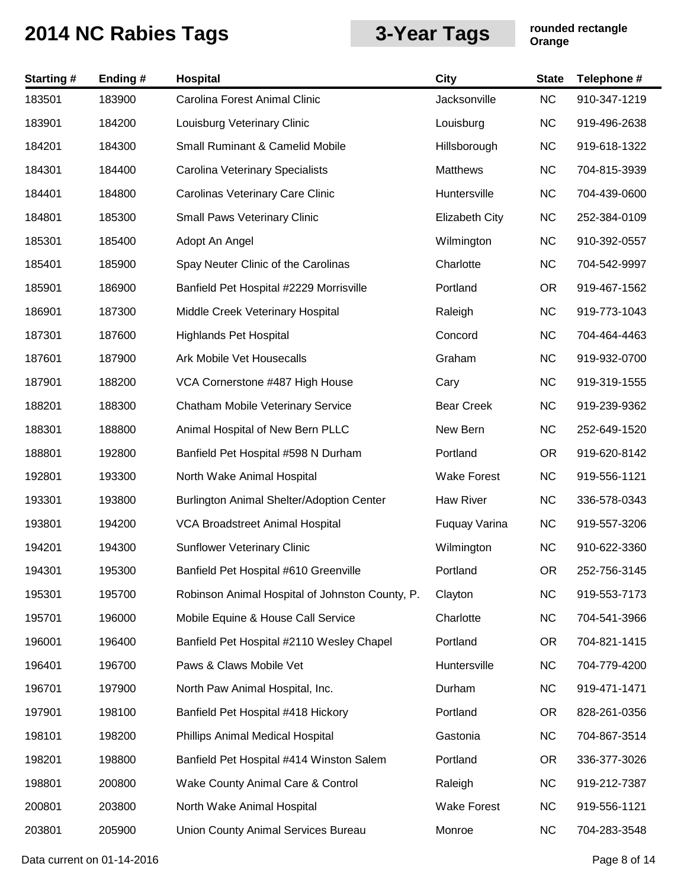# 2014 NC Rabies Tags

**3-Year Tags**

**rounded rectangle**
**Orange**

| Starting # | Ending # | Hospital | City | State | Telephone # |
|---|---|---|---|---|---|
| 183501 | 183900 | Carolina Forest Animal Clinic | Jacksonville | NC | 910-347-1219 |
| 183901 | 184200 | Louisburg Veterinary Clinic | Louisburg | NC | 919-496-2638 |
| 184201 | 184300 | Small Ruminant & Camelid Mobile | Hillsborough | NC | 919-618-1322 |
| 184301 | 184400 | Carolina Veterinary Specialists | Matthews | NC | 704-815-3939 |
| 184401 | 184800 | Carolinas Veterinary Care Clinic | Huntersville | NC | 704-439-0600 |
| 184801 | 185300 | Small Paws Veterinary Clinic | Elizabeth City | NC | 252-384-0109 |
| 185301 | 185400 | Adopt An Angel | Wilmington | NC | 910-392-0557 |
| 185401 | 185900 | Spay Neuter Clinic of the Carolinas | Charlotte | NC | 704-542-9997 |
| 185901 | 186900 | Banfield Pet Hospital #2229 Morrisville | Portland | OR | 919-467-1562 |
| 186901 | 187300 | Middle Creek Veterinary Hospital | Raleigh | NC | 919-773-1043 |
| 187301 | 187600 | Highlands Pet Hospital | Concord | NC | 704-464-4463 |
| 187601 | 187900 | Ark Mobile Vet Housecalls | Graham | NC | 919-932-0700 |
| 187901 | 188200 | VCA Cornerstone #487 High House | Cary | NC | 919-319-1555 |
| 188201 | 188300 | Chatham Mobile Veterinary Service | Bear Creek | NC | 919-239-9362 |
| 188301 | 188800 | Animal Hospital of New Bern PLLC | New Bern | NC | 252-649-1520 |
| 188801 | 192800 | Banfield Pet Hospital #598 N Durham | Portland | OR | 919-620-8142 |
| 192801 | 193300 | North Wake Animal Hospital | Wake Forest | NC | 919-556-1121 |
| 193301 | 193800 | Burlington Animal Shelter/Adoption Center | Haw River | NC | 336-578-0343 |
| 193801 | 194200 | VCA Broadstreet Animal Hospital | Fuquay Varina | NC | 919-557-3206 |
| 194201 | 194300 | Sunflower Veterinary Clinic | Wilmington | NC | 910-622-3360 |
| 194301 | 195300 | Banfield Pet Hospital #610 Greenville | Portland | OR | 252-756-3145 |
| 195301 | 195700 | Robinson Animal Hospital of Johnston County, P. | Clayton | NC | 919-553-7173 |
| 195701 | 196000 | Mobile Equine & House Call Service | Charlotte | NC | 704-541-3966 |
| 196001 | 196400 | Banfield Pet Hospital #2110 Wesley Chapel | Portland | OR | 704-821-1415 |
| 196401 | 196700 | Paws & Claws Mobile Vet | Huntersville | NC | 704-779-4200 |
| 196701 | 197900 | North Paw Animal Hospital, Inc. | Durham | NC | 919-471-1471 |
| 197901 | 198100 | Banfield Pet Hospital #418 Hickory | Portland | OR | 828-261-0356 |
| 198101 | 198200 | Phillips Animal Medical Hospital | Gastonia | NC | 704-867-3514 |
| 198201 | 198800 | Banfield Pet Hospital #414 Winston Salem | Portland | OR | 336-377-3026 |
| 198801 | 200800 | Wake County Animal Care & Control | Raleigh | NC | 919-212-7387 |
| 200801 | 203800 | North Wake Animal Hospital | Wake Forest | NC | 919-556-1121 |
| 203801 | 205900 | Union County Animal Services Bureau | Monroe | NC | 704-283-3548 |

Data current on 01-14-2016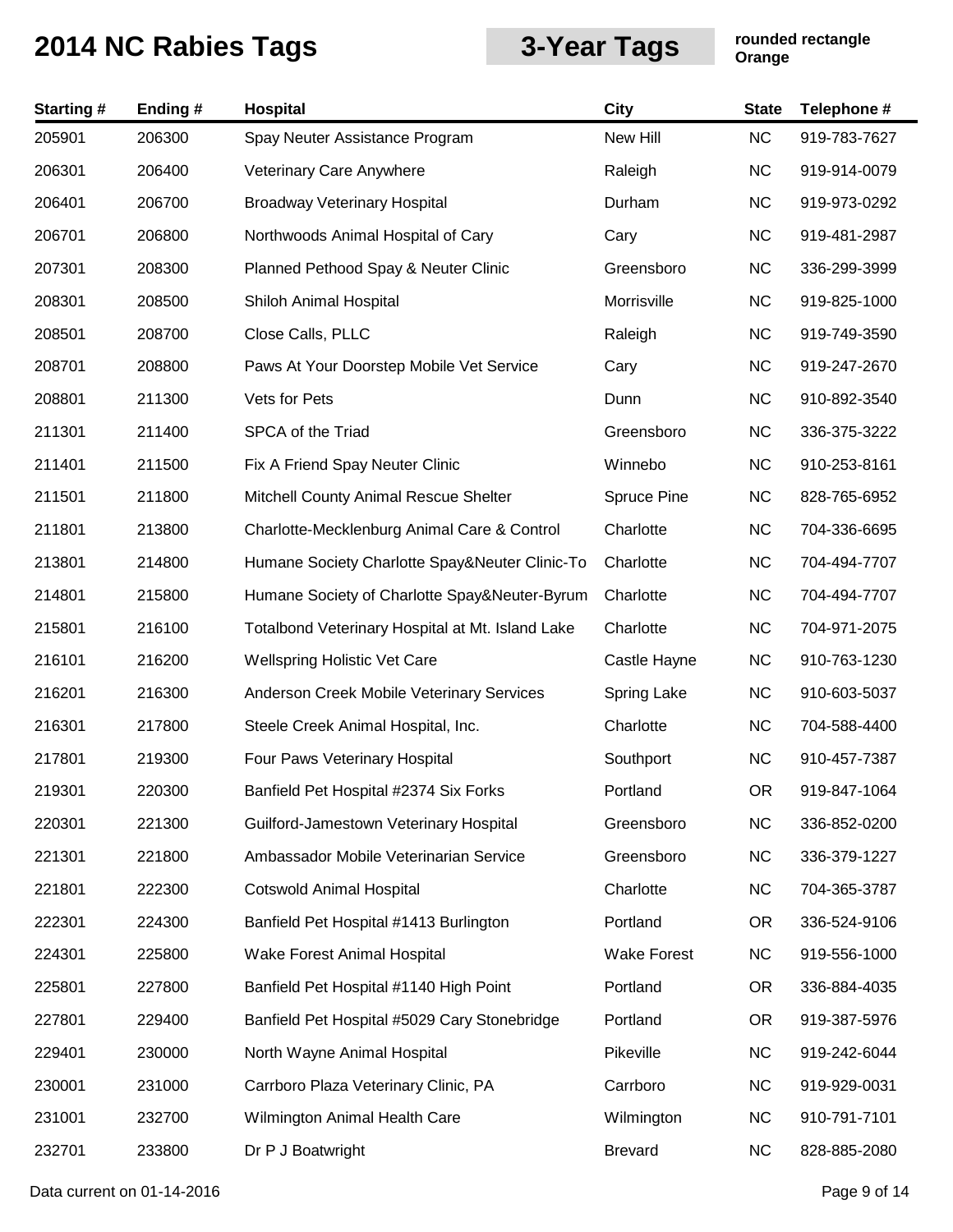# 2014 NC Rabies Tags

## 3-Year Tags

**rounded rectangle**
**Orange**

| Starting # | Ending # | Hospital | City | State | Telephone # |
|---|---|---|---|---|---|
| 205901 | 206300 | Spay Neuter Assistance Program | New Hill | NC | 919-783-7627 |
| 206301 | 206400 | Veterinary Care Anywhere | Raleigh | NC | 919-914-0079 |
| 206401 | 206700 | Broadway Veterinary Hospital | Durham | NC | 919-973-0292 |
| 206701 | 206800 | Northwoods Animal Hospital of Cary | Cary | NC | 919-481-2987 |
| 207301 | 208300 | Planned Pethood Spay & Neuter Clinic | Greensboro | NC | 336-299-3999 |
| 208301 | 208500 | Shiloh Animal Hospital | Morrisville | NC | 919-825-1000 |
| 208501 | 208700 | Close Calls, PLLC | Raleigh | NC | 919-749-3590 |
| 208701 | 208800 | Paws At Your Doorstep Mobile Vet Service | Cary | NC | 919-247-2670 |
| 208801 | 211300 | Vets for Pets | Dunn | NC | 910-892-3540 |
| 211301 | 211400 | SPCA of the Triad | Greensboro | NC | 336-375-3222 |
| 211401 | 211500 | Fix A Friend Spay Neuter Clinic | Winnebo | NC | 910-253-8161 |
| 211501 | 211800 | Mitchell County Animal Rescue Shelter | Spruce Pine | NC | 828-765-6952 |
| 211801 | 213800 | Charlotte-Mecklenburg Animal Care & Control | Charlotte | NC | 704-336-6695 |
| 213801 | 214800 | Humane Society Charlotte Spay&Neuter Clinic-To | Charlotte | NC | 704-494-7707 |
| 214801 | 215800 | Humane Society of Charlotte Spay&Neuter-Byrum | Charlotte | NC | 704-494-7707 |
| 215801 | 216100 | Totalbond Veterinary Hospital at Mt. Island Lake | Charlotte | NC | 704-971-2075 |
| 216101 | 216200 | Wellspring Holistic Vet Care | Castle Hayne | NC | 910-763-1230 |
| 216201 | 216300 | Anderson Creek Mobile Veterinary Services | Spring Lake | NC | 910-603-5037 |
| 216301 | 217800 | Steele Creek Animal Hospital, Inc. | Charlotte | NC | 704-588-4400 |
| 217801 | 219300 | Four Paws Veterinary Hospital | Southport | NC | 910-457-7387 |
| 219301 | 220300 | Banfield Pet Hospital #2374 Six Forks | Portland | OR | 919-847-1064 |
| 220301 | 221300 | Guilford-Jamestown Veterinary Hospital | Greensboro | NC | 336-852-0200 |
| 221301 | 221800 | Ambassador Mobile Veterinarian Service | Greensboro | NC | 336-379-1227 |
| 221801 | 222300 | Cotswold Animal Hospital | Charlotte | NC | 704-365-3787 |
| 222301 | 224300 | Banfield Pet Hospital #1413 Burlington | Portland | OR | 336-524-9106 |
| 224301 | 225800 | Wake Forest Animal Hospital | Wake Forest | NC | 919-556-1000 |
| 225801 | 227800 | Banfield Pet Hospital #1140 High Point | Portland | OR | 336-884-4035 |
| 227801 | 229400 | Banfield Pet Hospital #5029 Cary Stonebridge | Portland | OR | 919-387-5976 |
| 229401 | 230000 | North Wayne Animal Hospital | Pikeville | NC | 919-242-6044 |
| 230001 | 231000 | Carrboro Plaza Veterinary Clinic, PA | Carrboro | NC | 919-929-0031 |
| 231001 | 232700 | Wilmington Animal Health Care | Wilmington | NC | 910-791-7101 |
| 232701 | 233800 | Dr P J Boatwright | Brevard | NC | 828-885-2080 |

Data current on 01-14-2016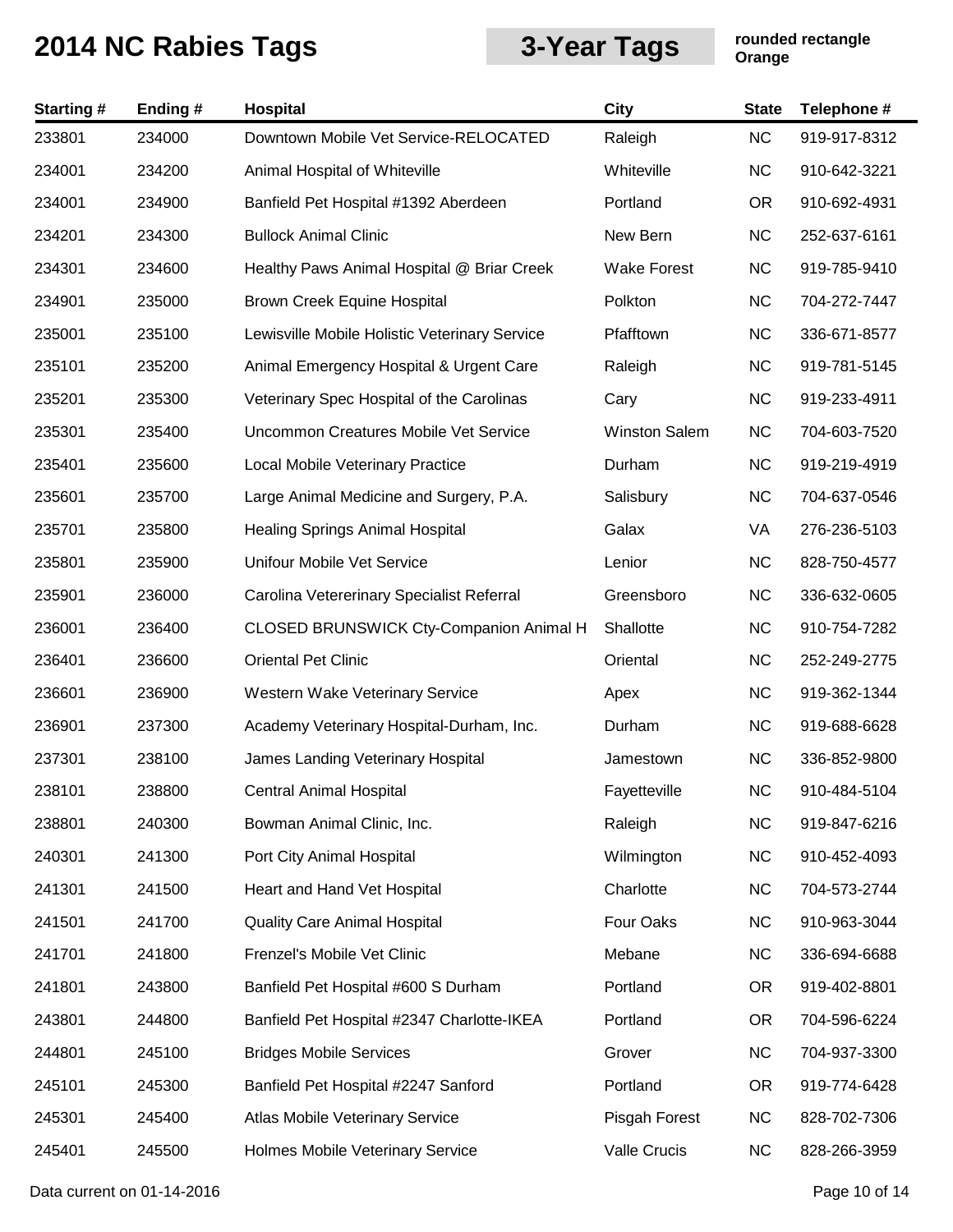# 2014 NC Rabies Tags

## 3-Year Tags

**rounded rectangle**
**Orange**

| Starting # | Ending # | Hospital | City | State | Telephone # |
|---|---|---|---|---|---|
| 233801 | 234000 | Downtown Mobile Vet Service-RELOCATED | Raleigh | NC | 919-917-8312 |
| 234001 | 234200 | Animal Hospital of Whiteville | Whiteville | NC | 910-642-3221 |
| 234001 | 234900 | Banfield Pet Hospital #1392 Aberdeen | Portland | OR | 910-692-4931 |
| 234201 | 234300 | Bullock Animal Clinic | New Bern | NC | 252-637-6161 |
| 234301 | 234600 | Healthy Paws Animal Hospital @ Briar Creek | Wake Forest | NC | 919-785-9410 |
| 234901 | 235000 | Brown Creek Equine Hospital | Polkton | NC | 704-272-7447 |
| 235001 | 235100 | Lewisville Mobile Holistic Veterinary Service | Pfafftown | NC | 336-671-8577 |
| 235101 | 235200 | Animal Emergency Hospital & Urgent Care | Raleigh | NC | 919-781-5145 |
| 235201 | 235300 | Veterinary Spec Hospital of the Carolinas | Cary | NC | 919-233-4911 |
| 235301 | 235400 | Uncommon Creatures Mobile Vet Service | Winston Salem | NC | 704-603-7520 |
| 235401 | 235600 | Local Mobile Veterinary Practice | Durham | NC | 919-219-4919 |
| 235601 | 235700 | Large Animal Medicine and Surgery, P.A. | Salisbury | NC | 704-637-0546 |
| 235701 | 235800 | Healing Springs Animal Hospital | Galax | VA | 276-236-5103 |
| 235801 | 235900 | Unifour Mobile Vet Service | Lenior | NC | 828-750-4577 |
| 235901 | 236000 | Carolina Vetererinary Specialist Referral | Greensboro | NC | 336-632-0605 |
| 236001 | 236400 | CLOSED BRUNSWICK Cty-Companion Animal H | Shallotte | NC | 910-754-7282 |
| 236401 | 236600 | Oriental Pet Clinic | Oriental | NC | 252-249-2775 |
| 236601 | 236900 | Western Wake Veterinary Service | Apex | NC | 919-362-1344 |
| 236901 | 237300 | Academy Veterinary Hospital-Durham, Inc. | Durham | NC | 919-688-6628 |
| 237301 | 238100 | James Landing Veterinary Hospital | Jamestown | NC | 336-852-9800 |
| 238101 | 238800 | Central Animal Hospital | Fayetteville | NC | 910-484-5104 |
| 238801 | 240300 | Bowman Animal Clinic, Inc. | Raleigh | NC | 919-847-6216 |
| 240301 | 241300 | Port City Animal Hospital | Wilmington | NC | 910-452-4093 |
| 241301 | 241500 | Heart and Hand Vet Hospital | Charlotte | NC | 704-573-2744 |
| 241501 | 241700 | Quality Care Animal Hospital | Four Oaks | NC | 910-963-3044 |
| 241701 | 241800 | Frenzel's Mobile Vet Clinic | Mebane | NC | 336-694-6688 |
| 241801 | 243800 | Banfield Pet Hospital #600 S Durham | Portland | OR | 919-402-8801 |
| 243801 | 244800 | Banfield Pet Hospital #2347 Charlotte-IKEA | Portland | OR | 704-596-6224 |
| 244801 | 245100 | Bridges Mobile Services | Grover | NC | 704-937-3300 |
| 245101 | 245300 | Banfield Pet Hospital #2247 Sanford | Portland | OR | 919-774-6428 |
| 245301 | 245400 | Atlas Mobile Veterinary Service | Pisgah Forest | NC | 828-702-7306 |
| 245401 | 245500 | Holmes Mobile Veterinary Service | Valle Crucis | NC | 828-266-3959 |

Data current on 01-14-2016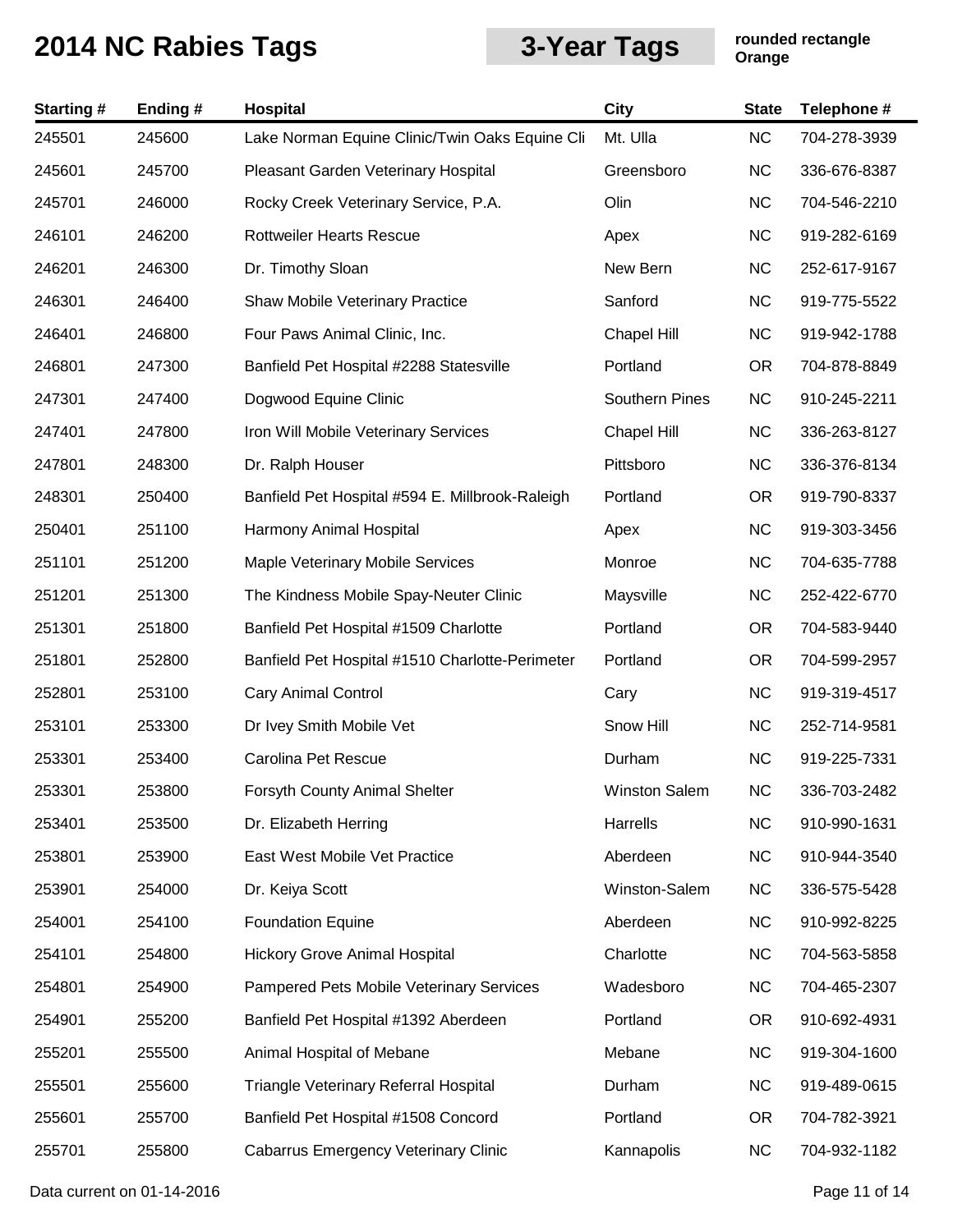# 2014 NC Rabies Tags

**3-Year Tags**

**rounded rectangle**
**Orange**

| Starting # | Ending # | Hospital | City | State | Telephone # |
|---|---|---|---|---|---|
| 245501 | 245600 | Lake Norman Equine Clinic/Twin Oaks Equine Cli | Mt. Ulla | NC | 704-278-3939 |
| 245601 | 245700 | Pleasant Garden Veterinary Hospital | Greensboro | NC | 336-676-8387 |
| 245701 | 246000 | Rocky Creek Veterinary Service, P.A. | Olin | NC | 704-546-2210 |
| 246101 | 246200 | Rottweiler Hearts Rescue | Apex | NC | 919-282-6169 |
| 246201 | 246300 | Dr. Timothy Sloan | New Bern | NC | 252-617-9167 |
| 246301 | 246400 | Shaw Mobile Veterinary Practice | Sanford | NC | 919-775-5522 |
| 246401 | 246800 | Four Paws Animal Clinic, Inc. | Chapel Hill | NC | 919-942-1788 |
| 246801 | 247300 | Banfield Pet Hospital #2288 Statesville | Portland | OR | 704-878-8849 |
| 247301 | 247400 | Dogwood Equine Clinic | Southern Pines | NC | 910-245-2211 |
| 247401 | 247800 | Iron Will Mobile Veterinary Services | Chapel Hill | NC | 336-263-8127 |
| 247801 | 248300 | Dr. Ralph Houser | Pittsboro | NC | 336-376-8134 |
| 248301 | 250400 | Banfield Pet Hospital #594 E. Millbrook-Raleigh | Portland | OR | 919-790-8337 |
| 250401 | 251100 | Harmony Animal Hospital | Apex | NC | 919-303-3456 |
| 251101 | 251200 | Maple Veterinary Mobile Services | Monroe | NC | 704-635-7788 |
| 251201 | 251300 | The Kindness Mobile Spay-Neuter Clinic | Maysville | NC | 252-422-6770 |
| 251301 | 251800 | Banfield Pet Hospital #1509 Charlotte | Portland | OR | 704-583-9440 |
| 251801 | 252800 | Banfield Pet Hospital #1510 Charlotte-Perimeter | Portland | OR | 704-599-2957 |
| 252801 | 253100 | Cary Animal Control | Cary | NC | 919-319-4517 |
| 253101 | 253300 | Dr Ivey Smith Mobile Vet | Snow Hill | NC | 252-714-9581 |
| 253301 | 253400 | Carolina Pet Rescue | Durham | NC | 919-225-7331 |
| 253301 | 253800 | Forsyth County Animal Shelter | Winston Salem | NC | 336-703-2482 |
| 253401 | 253500 | Dr. Elizabeth Herring | Harrells | NC | 910-990-1631 |
| 253801 | 253900 | East West Mobile Vet Practice | Aberdeen | NC | 910-944-3540 |
| 253901 | 254000 | Dr. Keiya Scott | Winston-Salem | NC | 336-575-5428 |
| 254001 | 254100 | Foundation Equine | Aberdeen | NC | 910-992-8225 |
| 254101 | 254800 | Hickory Grove Animal Hospital | Charlotte | NC | 704-563-5858 |
| 254801 | 254900 | Pampered Pets Mobile Veterinary Services | Wadesboro | NC | 704-465-2307 |
| 254901 | 255200 | Banfield Pet Hospital #1392 Aberdeen | Portland | OR | 910-692-4931 |
| 255201 | 255500 | Animal Hospital of Mebane | Mebane | NC | 919-304-1600 |
| 255501 | 255600 | Triangle Veterinary Referral Hospital | Durham | NC | 919-489-0615 |
| 255601 | 255700 | Banfield Pet Hospital #1508 Concord | Portland | OR | 704-782-3921 |
| 255701 | 255800 | Cabarrus Emergency Veterinary Clinic | Kannapolis | NC | 704-932-1182 |

Data current on 01-14-2016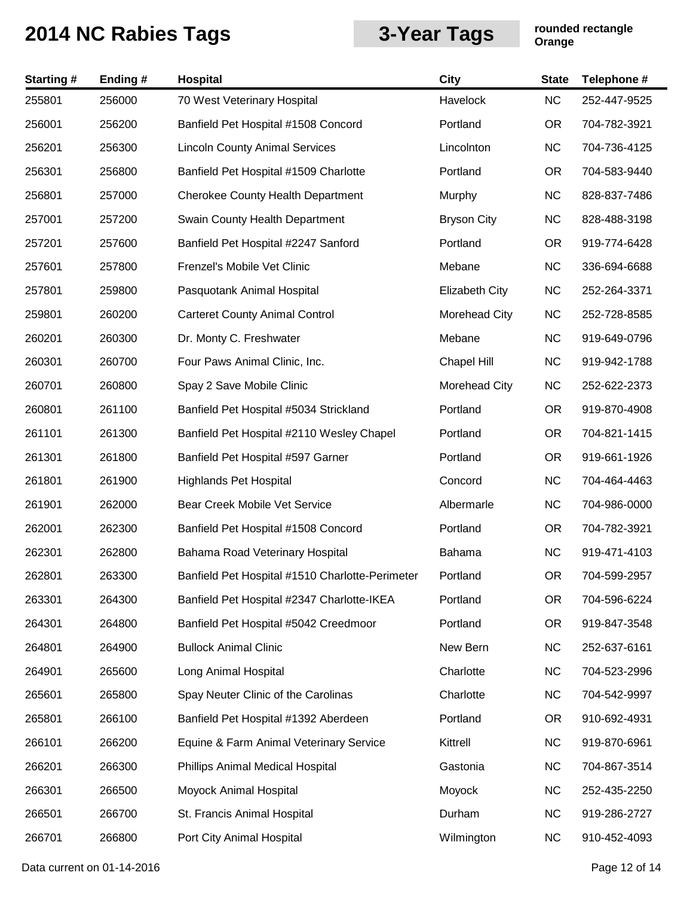# 2014 NC Rabies Tags

**3-Year Tags**

**rounded rectangle**
**Orange**

| Starting # | Ending # | Hospital | City | State | Telephone # |
|---|---|---|---|---|---|
| 255801 | 256000 | 70 West Veterinary Hospital | Havelock | NC | 252-447-9525 |
| 256001 | 256200 | Banfield Pet Hospital #1508 Concord | Portland | OR | 704-782-3921 |
| 256201 | 256300 | Lincoln County Animal Services | Lincolnton | NC | 704-736-4125 |
| 256301 | 256800 | Banfield Pet Hospital #1509 Charlotte | Portland | OR | 704-583-9440 |
| 256801 | 257000 | Cherokee County Health Department | Murphy | NC | 828-837-7486 |
| 257001 | 257200 | Swain County Health Department | Bryson City | NC | 828-488-3198 |
| 257201 | 257600 | Banfield Pet Hospital #2247 Sanford | Portland | OR | 919-774-6428 |
| 257601 | 257800 | Frenzel's Mobile Vet Clinic | Mebane | NC | 336-694-6688 |
| 257801 | 259800 | Pasquotank Animal Hospital | Elizabeth City | NC | 252-264-3371 |
| 259801 | 260200 | Carteret County Animal Control | Morehead City | NC | 252-728-8585 |
| 260201 | 260300 | Dr. Monty C. Freshwater | Mebane | NC | 919-649-0796 |
| 260301 | 260700 | Four Paws Animal Clinic, Inc. | Chapel Hill | NC | 919-942-1788 |
| 260701 | 260800 | Spay 2 Save Mobile Clinic | Morehead City | NC | 252-622-2373 |
| 260801 | 261100 | Banfield Pet Hospital #5034 Strickland | Portland | OR | 919-870-4908 |
| 261101 | 261300 | Banfield Pet Hospital #2110 Wesley Chapel | Portland | OR | 704-821-1415 |
| 261301 | 261800 | Banfield Pet Hospital #597 Garner | Portland | OR | 919-661-1926 |
| 261801 | 261900 | Highlands Pet Hospital | Concord | NC | 704-464-4463 |
| 261901 | 262000 | Bear Creek Mobile Vet Service | Albermarle | NC | 704-986-0000 |
| 262001 | 262300 | Banfield Pet Hospital #1508 Concord | Portland | OR | 704-782-3921 |
| 262301 | 262800 | Bahama Road Veterinary Hospital | Bahama | NC | 919-471-4103 |
| 262801 | 263300 | Banfield Pet Hospital #1510 Charlotte-Perimeter | Portland | OR | 704-599-2957 |
| 263301 | 264300 | Banfield Pet Hospital #2347 Charlotte-IKEA | Portland | OR | 704-596-6224 |
| 264301 | 264800 | Banfield Pet Hospital #5042 Creedmoor | Portland | OR | 919-847-3548 |
| 264801 | 264900 | Bullock Animal Clinic | New Bern | NC | 252-637-6161 |
| 264901 | 265600 | Long Animal Hospital | Charlotte | NC | 704-523-2996 |
| 265601 | 265800 | Spay Neuter Clinic of the Carolinas | Charlotte | NC | 704-542-9997 |
| 265801 | 266100 | Banfield Pet Hospital #1392 Aberdeen | Portland | OR | 910-692-4931 |
| 266101 | 266200 | Equine & Farm Animal Veterinary Service | Kittrell | NC | 919-870-6961 |
| 266201 | 266300 | Phillips Animal Medical Hospital | Gastonia | NC | 704-867-3514 |
| 266301 | 266500 | Moyock Animal Hospital | Moyock | NC | 252-435-2250 |
| 266501 | 266700 | St. Francis Animal Hospital | Durham | NC | 919-286-2727 |
| 266701 | 266800 | Port City Animal Hospital | Wilmington | NC | 910-452-4093 |

Data current on 01-14-2016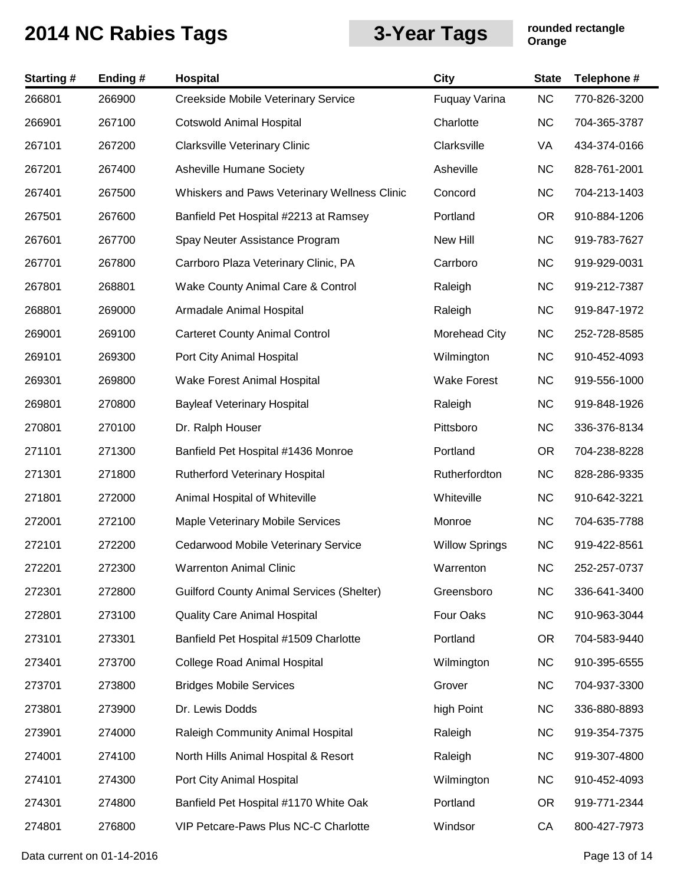# 2014 NC Rabies Tags

**3-Year Tags**

**rounded rectangle**
**Orange**

| Starting # | Ending # | Hospital | City | State | Telephone # |
|---|---|---|---|---|---|
| 266801 | 266900 | Creekside Mobile Veterinary Service | Fuquay Varina | NC | 770-826-3200 |
| 266901 | 267100 | Cotswold Animal Hospital | Charlotte | NC | 704-365-3787 |
| 267101 | 267200 | Clarksville Veterinary Clinic | Clarksville | VA | 434-374-0166 |
| 267201 | 267400 | Asheville Humane Society | Asheville | NC | 828-761-2001 |
| 267401 | 267500 | Whiskers and Paws Veterinary Wellness Clinic | Concord | NC | 704-213-1403 |
| 267501 | 267600 | Banfield Pet Hospital #2213 at Ramsey | Portland | OR | 910-884-1206 |
| 267601 | 267700 | Spay Neuter Assistance Program | New Hill | NC | 919-783-7627 |
| 267701 | 267800 | Carrboro Plaza Veterinary Clinic, PA | Carrboro | NC | 919-929-0031 |
| 267801 | 268801 | Wake County Animal Care & Control | Raleigh | NC | 919-212-7387 |
| 268801 | 269000 | Armadale Animal Hospital | Raleigh | NC | 919-847-1972 |
| 269001 | 269100 | Carteret County Animal Control | Morehead City | NC | 252-728-8585 |
| 269101 | 269300 | Port City Animal Hospital | Wilmington | NC | 910-452-4093 |
| 269301 | 269800 | Wake Forest Animal Hospital | Wake Forest | NC | 919-556-1000 |
| 269801 | 270800 | Bayleaf Veterinary Hospital | Raleigh | NC | 919-848-1926 |
| 270801 | 270100 | Dr. Ralph Houser | Pittsboro | NC | 336-376-8134 |
| 271101 | 271300 | Banfield Pet Hospital #1436 Monroe | Portland | OR | 704-238-8228 |
| 271301 | 271800 | Rutherford Veterinary Hospital | Rutherfordton | NC | 828-286-9335 |
| 271801 | 272000 | Animal Hospital of Whiteville | Whiteville | NC | 910-642-3221 |
| 272001 | 272100 | Maple Veterinary Mobile Services | Monroe | NC | 704-635-7788 |
| 272101 | 272200 | Cedarwood Mobile Veterinary Service | Willow Springs | NC | 919-422-8561 |
| 272201 | 272300 | Warrenton Animal Clinic | Warrenton | NC | 252-257-0737 |
| 272301 | 272800 | Guilford County Animal Services (Shelter) | Greensboro | NC | 336-641-3400 |
| 272801 | 273100 | Quality Care Animal Hospital | Four Oaks | NC | 910-963-3044 |
| 273101 | 273301 | Banfield Pet Hospital #1509 Charlotte | Portland | OR | 704-583-9440 |
| 273401 | 273700 | College Road Animal Hospital | Wilmington | NC | 910-395-6555 |
| 273701 | 273800 | Bridges Mobile Services | Grover | NC | 704-937-3300 |
| 273801 | 273900 | Dr. Lewis Dodds | high Point | NC | 336-880-8893 |
| 273901 | 274000 | Raleigh Community Animal Hospital | Raleigh | NC | 919-354-7375 |
| 274001 | 274100 | North Hills Animal Hospital & Resort | Raleigh | NC | 919-307-4800 |
| 274101 | 274300 | Port City Animal Hospital | Wilmington | NC | 910-452-4093 |
| 274301 | 274800 | Banfield Pet Hospital #1170 White Oak | Portland | OR | 919-771-2344 |
| 274801 | 276800 | VIP Petcare-Paws Plus NC-C Charlotte | Windsor | CA | 800-427-7973 |

Data current on 01-14-2016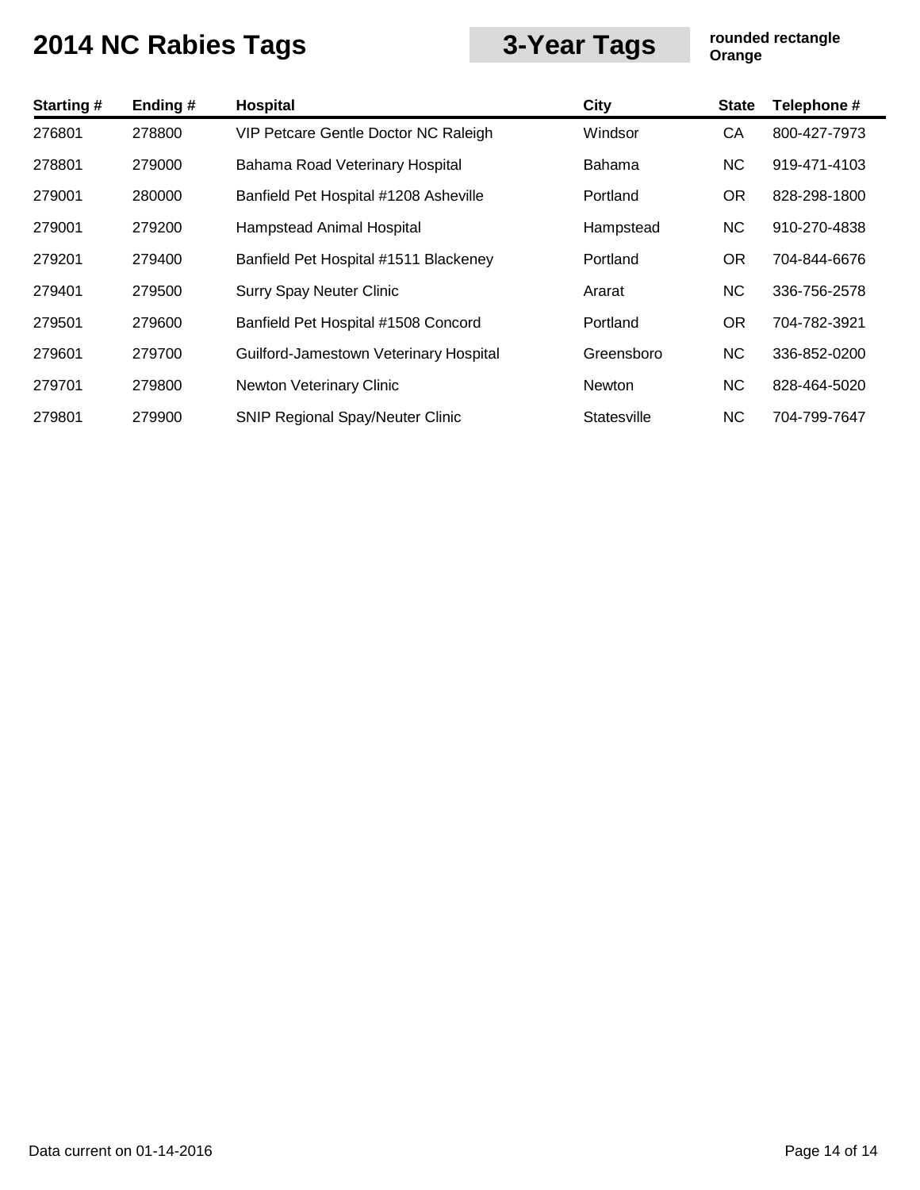# 2014 NC Rabies Tags

**3-Year Tags**

**rounded rectangle**
**Orange**

| Starting # | Ending # | Hospital | City | State | Telephone # |
|---|---|---|---|---|---|
| 276801 | 278800 | VIP Petcare Gentle Doctor NC Raleigh | Windsor | CA | 800-427-7973 |
| 278801 | 279000 | Bahama Road Veterinary Hospital | Bahama | NC | 919-471-4103 |
| 279001 | 280000 | Banfield Pet Hospital #1208 Asheville | Portland | OR | 828-298-1800 |
| 279001 | 279200 | Hampstead Animal Hospital | Hampstead | NC | 910-270-4838 |
| 279201 | 279400 | Banfield Pet Hospital #1511 Blackeney | Portland | OR | 704-844-6676 |
| 279401 | 279500 | Surry Spay Neuter Clinic | Ararat | NC | 336-756-2578 |
| 279501 | 279600 | Banfield Pet Hospital #1508 Concord | Portland | OR | 704-782-3921 |
| 279601 | 279700 | Guilford-Jamestown Veterinary Hospital | Greensboro | NC | 336-852-0200 |
| 279701 | 279800 | Newton Veterinary Clinic | Newton | NC | 828-464-5020 |
| 279801 | 279900 | SNIP Regional Spay/Neuter Clinic | Statesville | NC | 704-799-7647 |

Data current on 01-14-2016